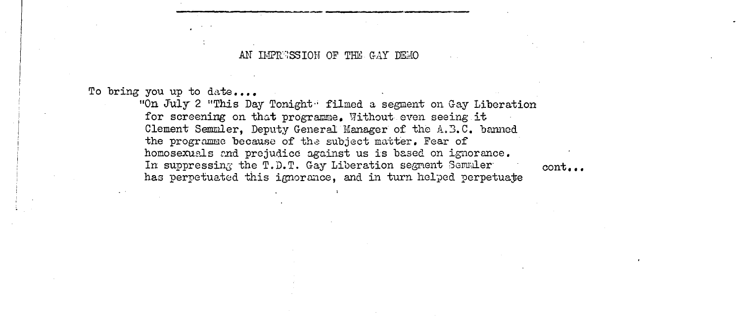## AN IMPRESSION OF THE GAY DEMO

To bring you up to date....

"On July 2 "This Day Tonight" filmed a segment on Gay Liberation for screening on that programme. Without even seeing it Clement Semmler, Deputy General Manager of the A.B.C. banned the programme because of the subject matter. Fear of homosexuals and prejudice against us is based on ignorance. In suppressing the T.D.T. Gay Liberation segment Semmler has perpetuated this ignorance, and in turn helped perpetuate

cont...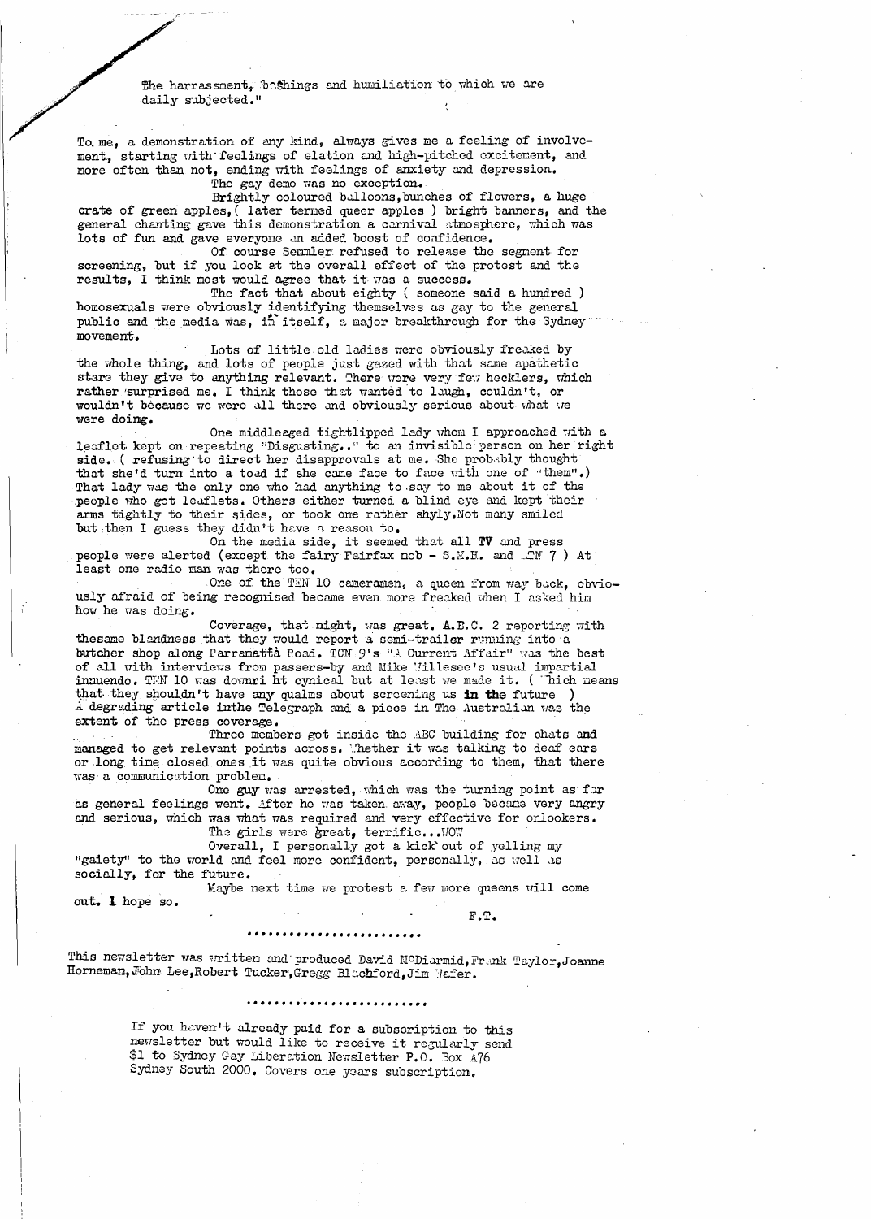the harrassment, bashings and humiliation to which we are daily subjected."

To me, a demonstration of any kind, always gives me a feeling of involvement, starting with feelings of elation and high-pitched excitement, and more often than not, ending with feelings of anxiety and depression.

The gay demo was no exception.

Brightly coloured balloons, bunches of flowers, a huge crate of green apples, ( later termed queer apples ) bright banners, and the general chanting gave this demonstration a carnival atmosphere, which was lots of fun and gave everyone an added boost of confidence.

Of course Semmler refused to release the segment for screening, but if you look at the overall effect of the protest and the results, I think most would agree that it was a success.

The fact that about eighty ( someone said a hundred ) homosexuals were obviously identifying themselves as gay to the general public and the media was, in itself, a major breakthrough for the Sydney movement.

Lots of little old ladies were obviously freaked by the whole thing, and lots of people just gazed with that same apathetic stare they give to anything relevant. There were very few hecklers, which rather surprised me. I think those that wanted to laugh, couldn't, or wouldn't because we were all there and obviously serious about what we were doing.

One middleaged tightlipped lady whom I approached with a leaflet kept on repeating "Disgusting.." to an invisible person on her right side. ( refusing to direct her disapprovals at me. She probably thought that she'd turn into a toad if she came face to face with one of "them".) That lady was the only one who had anything to say to me about it of the people who got leaflets. Others either turned a blind eye and kept their arms tightly to their sides, or took one rather shyly. Not many smiled but then I guess they didn't have a reason to.

On the media side, it seemed that all TV and press people were alerted (except the fairy Fairfax mob - S.M.H. and ATN 7 ) At least one radio man was there too.

One of the TEN 10 cameramen, a queen from way back, obviously afraid of being recognised became even more freaked when I asked him how he was doing.

Coverage, that night, was great. A.B.C. 2 reporting with thesame blandness that they would report a semi-trailer running into a butcher shop along Parramatta Road. TCN 9's "A Current Affair" was the best of all with interviews from passers-by and Mike Willesee's usual impartial innuendo. TEN 10 was downri ht cynical but at least we made it. ( which means that they shouldn't have any qualms about screening us **in the** future )
A degrading article inthe Telegraph and a piece in The Australian was the extent of the press coverage.

Three members got inside the ABC building for chats and managed to get relevant points across. Whether it was talking to deaf ears or long time closed ones it was quite obvious according to them, that there was a communication problem.

One guy was arrested, which was the turning point as far as general feelings went. After he was taken away, people became very angry and serious, which was what was required and very effective for onlookers.

The girls were great, terrific...WOW

Overall, I personally got a kick out of yelling my "gaiety" to the world and feel more confident, personally, as well as socially, for the future.

Maybe next time we protest a few more queens will come out. I hope so.

F.T.

.........................

This newsletter was written and produced David McDiarmid, Frank Taylor, Joanne Horneman, John Lee, Robert Tucker, Gregg Blachford, Jim Wafer.

.........................

If you haven't already paid for a subscription to this newsletter but would like to receive it regularly send $1 to Sydney Gay Liberation Newsletter P.O. Box A76 Sydney South 2000. Covers one years subscription.